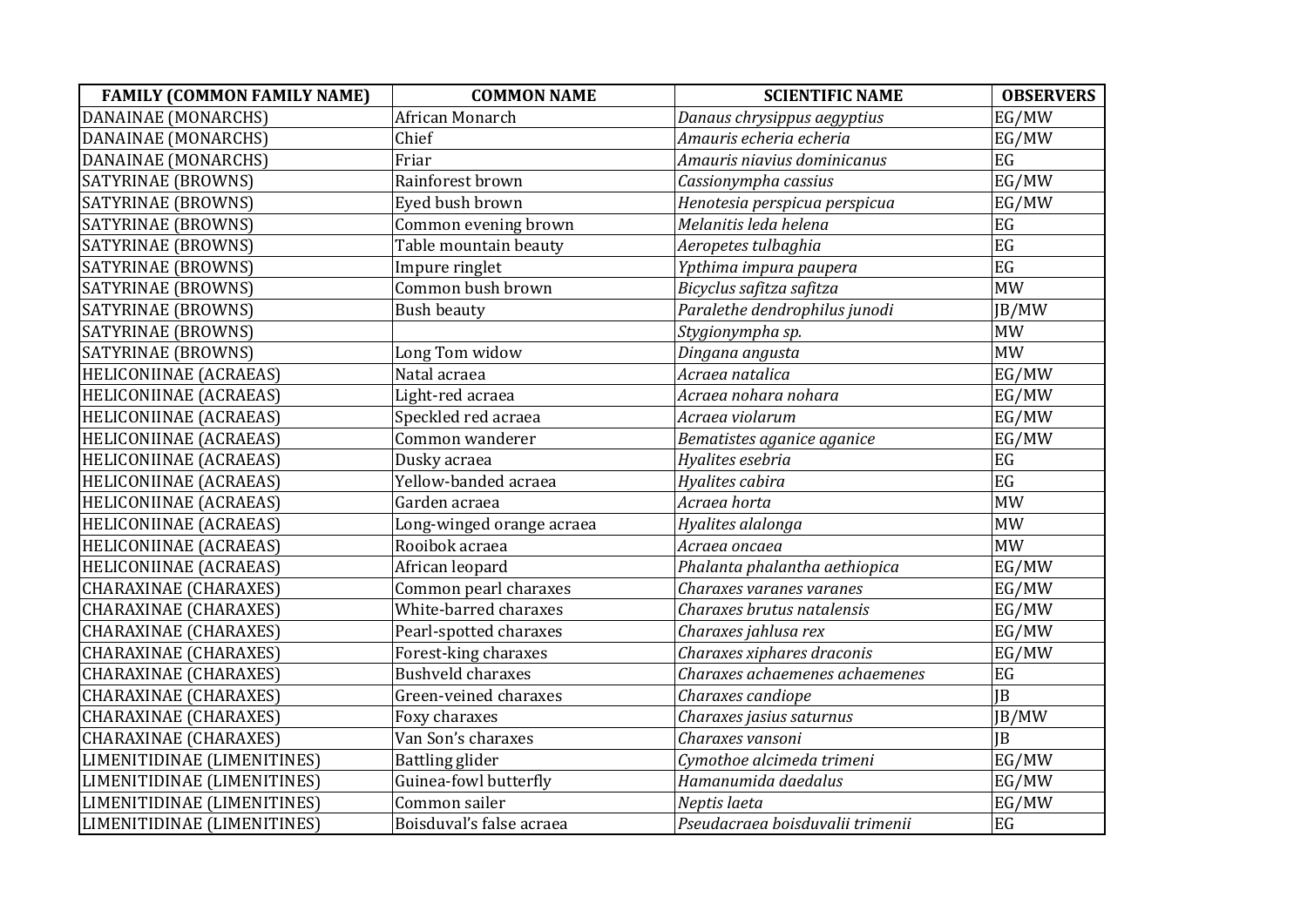| FAMILY (COMMON FAMILY NAME) | COMMON NAME | SCIENTIFIC NAME | OBSERVERS |
|---|---|---|---|
| DANAINAE (MONARCHS) | African Monarch | *Danaus chrysippus aegyptius* | EG/MW |
| DANAINAE (MONARCHS) | Chief | *Amauris echeria echeria* | EG/MW |
| DANAINAE (MONARCHS) | Friar | *Amauris niavius dominicanus* | EG |
| SATYRINAE (BROWNS) | Rainforest brown | *Cassionympha cassius* | EG/MW |
| SATYRINAE (BROWNS) | Eyed bush brown | *Henotesia perspicua perspicua* | EG/MW |
| SATYRINAE (BROWNS) | Common evening brown | *Melanitis leda helena* | EG |
| SATYRINAE (BROWNS) | Table mountain beauty | *Aeropetes tulbaghia* | EG |
| SATYRINAE (BROWNS) | Impure ringlet | *Ypthima impura paupera* | EG |
| SATYRINAE (BROWNS) | Common bush brown | *Bicyclus safitza safitza* | MW |
| SATYRINAE (BROWNS) | Bush beauty | *Paralethe dendrophilus junodi* | JB/MW |
| SATYRINAE (BROWNS) | | *Stygionympha sp.* | MW |
| SATYRINAE (BROWNS) | Long Tom widow | *Dingana angusta* | MW |
| HELICONIINAE (ACRAEAS) | Natal acraea | *Acraea natalica* | EG/MW |
| HELICONIINAE (ACRAEAS) | Light-red acraea | *Acraea nohara nohara* | EG/MW |
| HELICONIINAE (ACRAEAS) | Speckled red acraea | *Acraea violarum* | EG/MW |
| HELICONIINAE (ACRAEAS) | Common wanderer | *Bematistes aganice aganice* | EG/MW |
| HELICONIINAE (ACRAEAS) | Dusky acraea | *Hyalites esebria* | EG |
| HELICONIINAE (ACRAEAS) | Yellow-banded acraea | *Hyalites cabira* | EG |
| HELICONIINAE (ACRAEAS) | Garden acraea | *Acraea horta* | MW |
| HELICONIINAE (ACRAEAS) | Long-winged orange acraea | *Hyalites alalonga* | MW |
| HELICONIINAE (ACRAEAS) | Rooibok acraea | *Acraea oncaea* | MW |
| HELICONIINAE (ACRAEAS) | African leopard | *Phalanta phalantha aethiopica* | EG/MW |
| CHARAXINAE (CHARAXES) | Common pearl charaxes | *Charaxes varanes varanes* | EG/MW |
| CHARAXINAE (CHARAXES) | White-barred charaxes | *Charaxes brutus natalensis* | EG/MW |
| CHARAXINAE (CHARAXES) | Pearl-spotted charaxes | *Charaxes jahlusa rex* | EG/MW |
| CHARAXINAE (CHARAXES) | Forest-king charaxes | *Charaxes xiphares draconis* | EG/MW |
| CHARAXINAE (CHARAXES) | Bushveld charaxes | *Charaxes achaemenes achaemenes* | EG |
| CHARAXINAE (CHARAXES) | Green-veined charaxes | *Charaxes candiope* | JB |
| CHARAXINAE (CHARAXES) | Foxy charaxes | *Charaxes jasius saturnus* | JB/MW |
| CHARAXINAE (CHARAXES) | Van Son's charaxes | *Charaxes vansoni* | JB |
| LIMENITIDINAE (LIMENITINES) | Battling glider | *Cymothoe alcimeda trimeni* | EG/MW |
| LIMENITIDINAE (LIMENITINES) | Guinea-fowl butterfly | *Hamanumida daedalus* | EG/MW |
| LIMENITIDINAE (LIMENITINES) | Common sailer | *Neptis laeta* | EG/MW |
| LIMENITIDINAE (LIMENITINES) | Boisduval's false acraea | *Pseudacraea boisduvalii trimenii* | EG |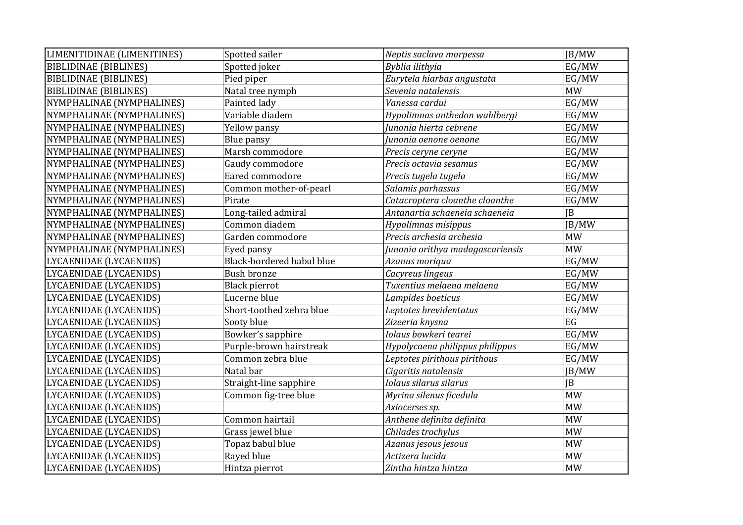| LIMENITIDINAE (LIMENITINES) | Spotted sailer | *Neptis saclava marpessa* | JB/MW |
|---|---|---|---|
| BIBLIDINAE (BIBLINES) | Spotted joker | *Byblia ilithyia* | EG/MW |
| BIBLIDINAE (BIBLINES) | Pied piper | *Eurytela hiarbas angustata* | EG/MW |
| BIBLIDINAE (BIBLINES) | Natal tree nymph | *Sevenia natalensis* | MW |
| NYMPHALINAE (NYMPHALINES) | Painted lady | *Vanessa cardui* | EG/MW |
| NYMPHALINAE (NYMPHALINES) | Variable diadem | *Hypolimnas anthedon wahlbergi* | EG/MW |
| NYMPHALINAE (NYMPHALINES) | Yellow pansy | *Junonia hierta cebrene* | EG/MW |
| NYMPHALINAE (NYMPHALINES) | Blue pansy | *Junonia oenone oenone* | EG/MW |
| NYMPHALINAE (NYMPHALINES) | Marsh commodore | *Precis ceryne ceryne* | EG/MW |
| NYMPHALINAE (NYMPHALINES) | Gaudy commodore | *Precis octavia sesamus* | EG/MW |
| NYMPHALINAE (NYMPHALINES) | Eared commodore | *Precis tugela tugela* | EG/MW |
| NYMPHALINAE (NYMPHALINES) | Common mother-of-pearl | *Salamis parhassus* | EG/MW |
| NYMPHALINAE (NYMPHALINES) | Pirate | *Catacroptera cloanthe cloanthe* | EG/MW |
| NYMPHALINAE (NYMPHALINES) | Long-tailed admiral | *Antanartia schaeneia schaeneia* | JB |
| NYMPHALINAE (NYMPHALINES) | Common diadem | *Hypolimnas misippus* | JB/MW |
| NYMPHALINAE (NYMPHALINES) | Garden commodore | *Precis archesia archesia* | MW |
| NYMPHALINAE (NYMPHALINES) | Eyed pansy | *Junonia orithya madagascariensis* | MW |
| LYCAENIDAE (LYCAENIDS) | Black-bordered babul blue | *Azanus moriqua* | EG/MW |
| LYCAENIDAE (LYCAENIDS) | Bush bronze | *Cacyreus lingeus* | EG/MW |
| LYCAENIDAE (LYCAENIDS) | Black pierrot | *Tuxentius melaena melaena* | EG/MW |
| LYCAENIDAE (LYCAENIDS) | Lucerne blue | *Lampides boeticus* | EG/MW |
| LYCAENIDAE (LYCAENIDS) | Short-toothed zebra blue | *Leptotes brevidentatus* | EG/MW |
| LYCAENIDAE (LYCAENIDS) | Sooty blue | *Zizeeria knysna* | EG |
| LYCAENIDAE (LYCAENIDS) | Bowker's sapphire | *Iolaus bowkeri tearei* | EG/MW |
| LYCAENIDAE (LYCAENIDS) | Purple-brown hairstreak | *Hypolycaena philippus philippus* | EG/MW |
| LYCAENIDAE (LYCAENIDS) | Common zebra blue | *Leptotes pirithous pirithous* | EG/MW |
| LYCAENIDAE (LYCAENIDS) | Natal bar | *Cigaritis natalensis* | JB/MW |
| LYCAENIDAE (LYCAENIDS) | Straight-line sapphire | *Iolaus silarus silarus* | JB |
| LYCAENIDAE (LYCAENIDS) | Common fig-tree blue | *Myrina silenus ficedula* | MW |
| LYCAENIDAE (LYCAENIDS) | | *Axiocerses sp.* | MW |
| LYCAENIDAE (LYCAENIDS) | Common hairtail | *Anthene definita definita* | MW |
| LYCAENIDAE (LYCAENIDS) | Grass jewel blue | *Chilades trochylus* | MW |
| LYCAENIDAE (LYCAENIDS) | Topaz babul blue | *Azanus jesous jesous* | MW |
| LYCAENIDAE (LYCAENIDS) | Rayed blue | *Actizera lucida* | MW |
| LYCAENIDAE (LYCAENIDS) | Hintza pierrot | *Zintha hintza hintza* | MW |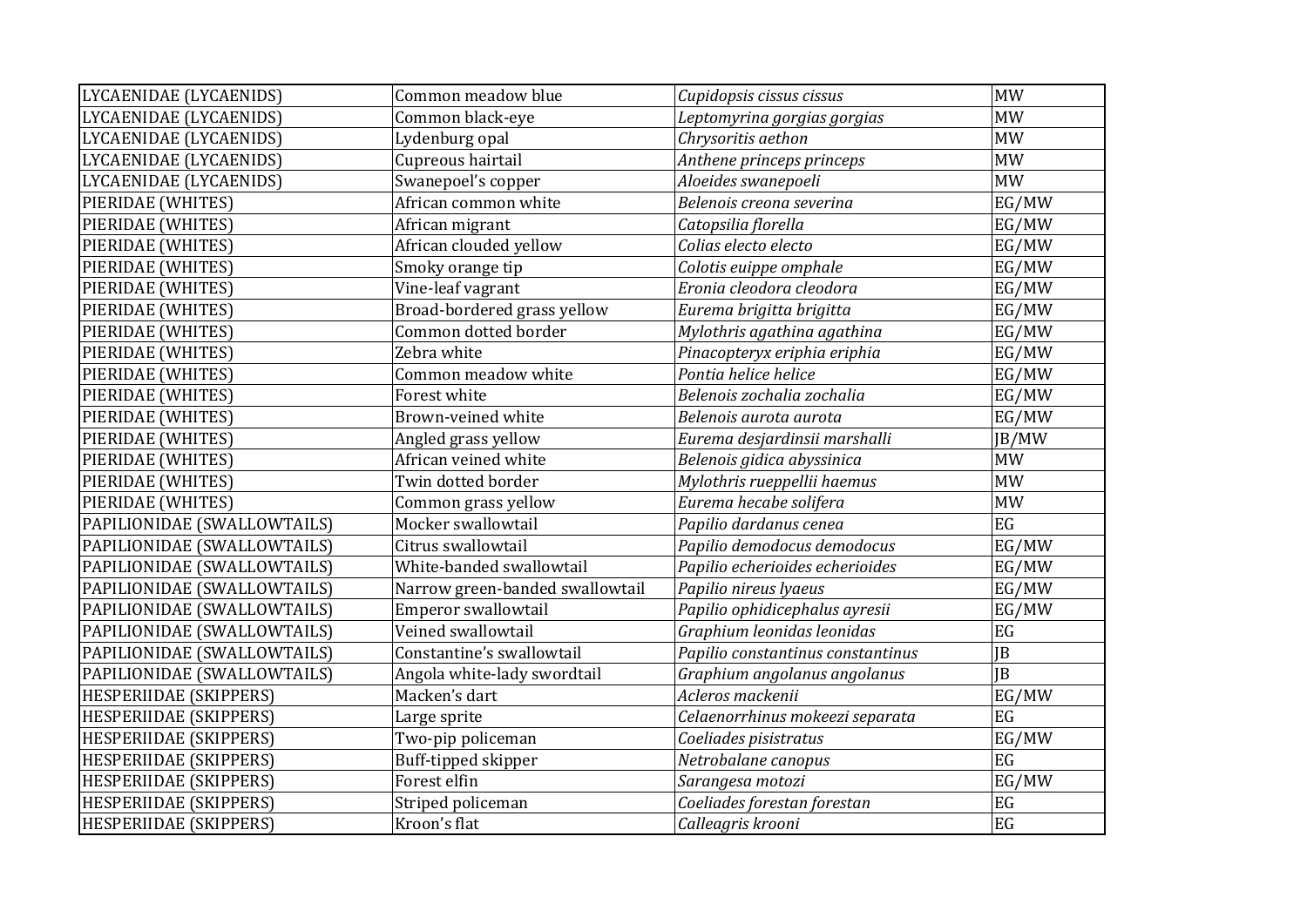| | | | |
|---|---|---|---|
| LYCAENIDAE (LYCAENIDS) | Common meadow blue | *Cupidopsis cissus cissus* | MW |
| LYCAENIDAE (LYCAENIDS) | Common black-eye | *Leptomyrina gorgias gorgias* | MW |
| LYCAENIDAE (LYCAENIDS) | Lydenburg opal | *Chrysoritis aethon* | MW |
| LYCAENIDAE (LYCAENIDS) | Cupreous hairtail | *Anthene princeps princeps* | MW |
| LYCAENIDAE (LYCAENIDS) | Swanepoel's copper | *Aloeides swanepoeli* | MW |
| PIERIDAE (WHITES) | African common white | *Belenois creona severina* | EG/MW |
| PIERIDAE (WHITES) | African migrant | *Catopsilia florella* | EG/MW |
| PIERIDAE (WHITES) | African clouded yellow | *Colias electo electo* | EG/MW |
| PIERIDAE (WHITES) | Smoky orange tip | *Colotis euippe omphale* | EG/MW |
| PIERIDAE (WHITES) | Vine-leaf vagrant | *Eronia cleodora cleodora* | EG/MW |
| PIERIDAE (WHITES) | Broad-bordered grass yellow | *Eurema brigitta brigitta* | EG/MW |
| PIERIDAE (WHITES) | Common dotted border | *Mylothris agathina agathina* | EG/MW |
| PIERIDAE (WHITES) | Zebra white | *Pinacopteryx eriphia eriphia* | EG/MW |
| PIERIDAE (WHITES) | Common meadow white | *Pontia helice helice* | EG/MW |
| PIERIDAE (WHITES) | Forest white | *Belenois zochalia zochalia* | EG/MW |
| PIERIDAE (WHITES) | Brown-veined white | *Belenois aurota aurota* | EG/MW |
| PIERIDAE (WHITES) | Angled grass yellow | *Eurema desjardinsii marshalli* | JB/MW |
| PIERIDAE (WHITES) | African veined white | *Belenois gidica abyssinica* | MW |
| PIERIDAE (WHITES) | Twin dotted border | *Mylothris rueppellii haemus* | MW |
| PIERIDAE (WHITES) | Common grass yellow | *Eurema hecabe solifera* | MW |
| PAPILIONIDAE (SWALLOWTAILS) | Mocker swallowtail | *Papilio dardanus cenea* | EG |
| PAPILIONIDAE (SWALLOWTAILS) | Citrus swallowtail | *Papilio demodocus demodocus* | EG/MW |
| PAPILIONIDAE (SWALLOWTAILS) | White-banded swallowtail | *Papilio echerioides echerioides* | EG/MW |
| PAPILIONIDAE (SWALLOWTAILS) | Narrow green-banded swallowtail | *Papilio nireus lyaeus* | EG/MW |
| PAPILIONIDAE (SWALLOWTAILS) | Emperor swallowtail | *Papilio ophidicephalus ayresii* | EG/MW |
| PAPILIONIDAE (SWALLOWTAILS) | Veined swallowtail | *Graphium leonidas leonidas* | EG |
| PAPILIONIDAE (SWALLOWTAILS) | Constantine's swallowtail | *Papilio constantinus constantinus* | JB |
| PAPILIONIDAE (SWALLOWTAILS) | Angola white-lady swordtail | *Graphium angolanus angolanus* | JB |
| HESPERIIDAE (SKIPPERS) | Macken's dart | *Acleros mackenii* | EG/MW |
| HESPERIIDAE (SKIPPERS) | Large sprite | *Celaenorrhinus mokeezi separata* | EG |
| HESPERIIDAE (SKIPPERS) | Two-pip policeman | *Coeliades pisistratus* | EG/MW |
| HESPERIIDAE (SKIPPERS) | Buff-tipped skipper | *Netrobalane canopus* | EG |
| HESPERIIDAE (SKIPPERS) | Forest elfin | *Sarangesa motozi* | EG/MW |
| HESPERIIDAE (SKIPPERS) | Striped policeman | *Coeliades forestan forestan* | EG |
| HESPERIIDAE (SKIPPERS) | Kroon's flat | *Calleagris krooni* | EG |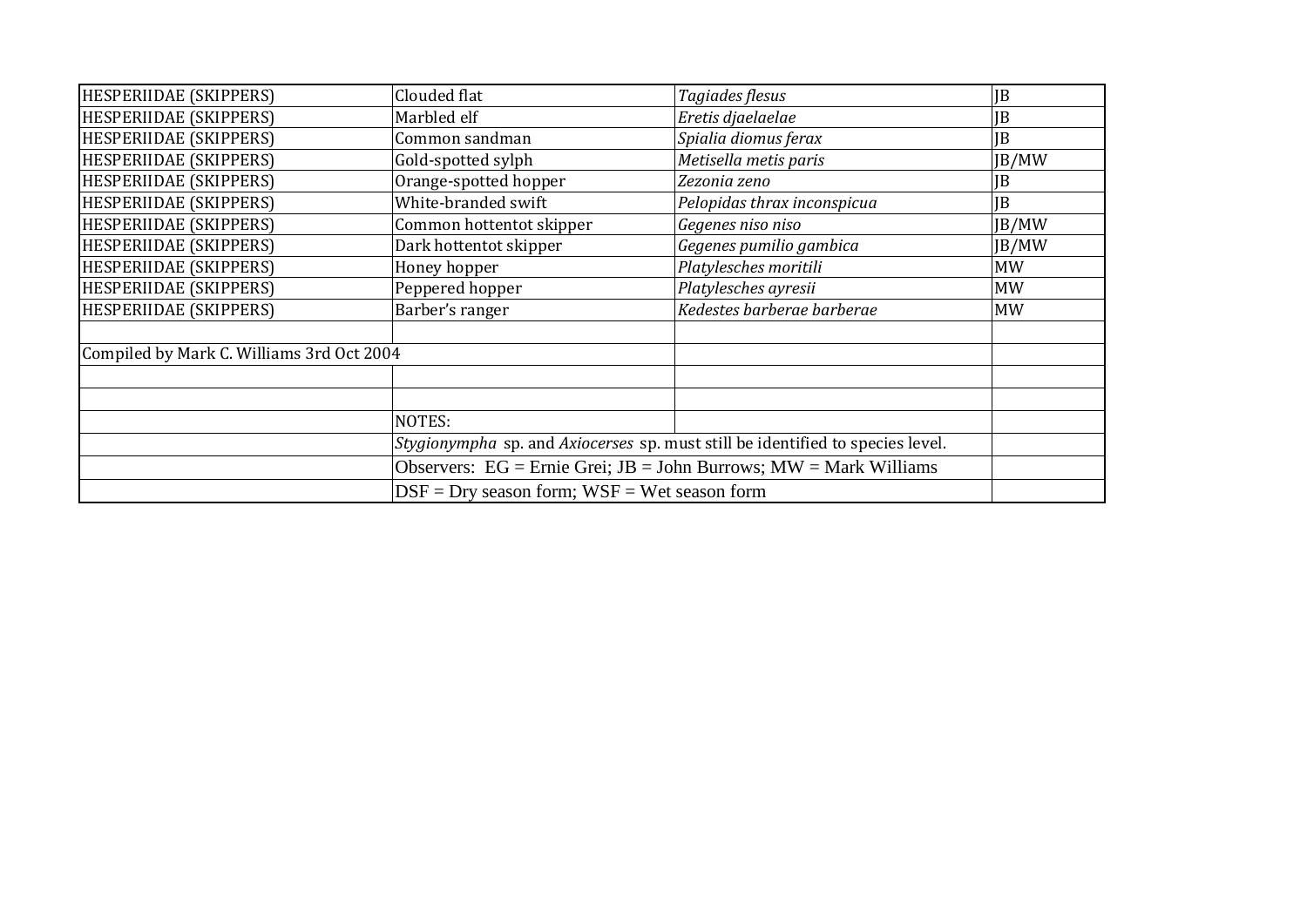| | | | |
|---|---|---|---|
| HESPERIIDAE (SKIPPERS) | Clouded flat | *Tagiades flesus* | JB |
| HESPERIIDAE (SKIPPERS) | Marbled elf | *Eretis djaelaelae* | JB |
| HESPERIIDAE (SKIPPERS) | Common sandman | *Spialia diomus ferax* | JB |
| HESPERIIDAE (SKIPPERS) | Gold-spotted sylph | *Metisella metis paris* | JB/MW |
| HESPERIIDAE (SKIPPERS) | Orange-spotted hopper | *Zezonia zeno* | JB |
| HESPERIIDAE (SKIPPERS) | White-branded swift | *Pelopidas thrax inconspicua* | JB |
| HESPERIIDAE (SKIPPERS) | Common hottentot skipper | *Gegenes niso niso* | JB/MW |
| HESPERIIDAE (SKIPPERS) | Dark hottentot skipper | *Gegenes pumilio gambica* | JB/MW |
| HESPERIIDAE (SKIPPERS) | Honey hopper | *Platylesches moritili* | MW |
| HESPERIIDAE (SKIPPERS) | Peppered hopper | *Platylesches ayresii* | MW |
| HESPERIIDAE (SKIPPERS) | Barber's ranger | *Kedestes barberae barberae* | MW |
| | | | |
| Compiled by Mark C. Williams 3rd Oct 2004 | | | |
| | | | |
| | | | |
| | NOTES: | | |
| | *Stygionympha* sp. and *Axiocerses* sp. must still be identified to species level. | | |
| | Observers: EG = Ernie Grei; JB = John Burrows; MW = Mark Williams | | |
| | DSF = Dry season form; WSF = Wet season form | | |